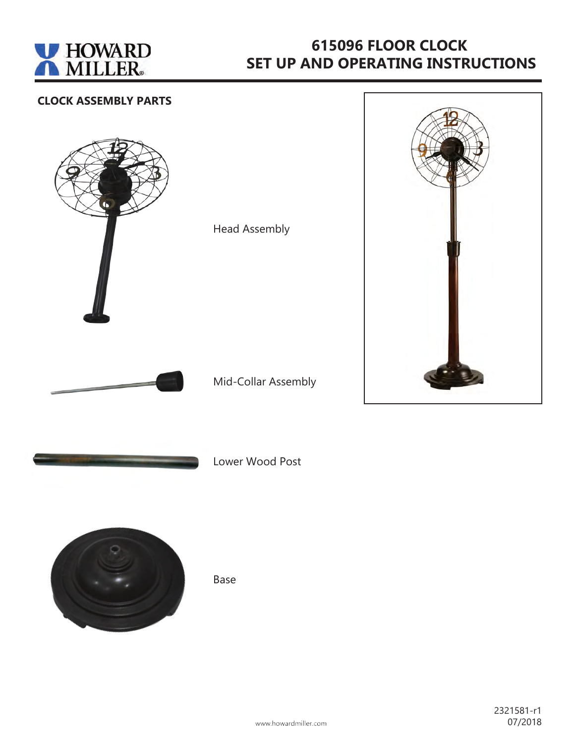# 615096 FLOOR CLOCK
# SET UP AND OPERATING INSTRUCTIONS

## CLOCK ASSEMBLY PARTS

Head Assembly

Mid-Collar Assembly

Lower Wood Post

Base

2321581-r1
07/2018

www.howardmiller.com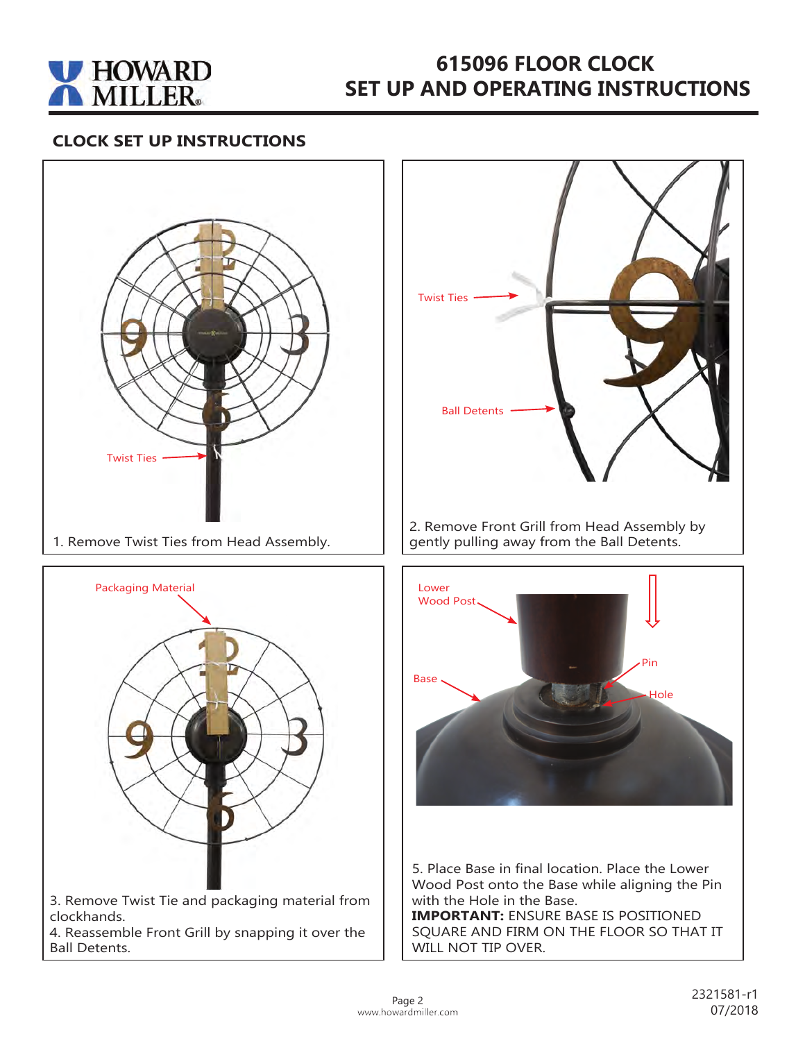# 615096 FLOOR CLOCK
# SET UP AND OPERATING INSTRUCTIONS

## CLOCK SET UP INSTRUCTIONS

Twist Ties

1. Remove Twist Ties from Head Assembly.

Twist Ties

Ball Detents

2. Remove Front Grill from Head Assembly by gently pulling away from the Ball Detents.

Packaging Material

3. Remove Twist Tie and packaging material from clockhands.
4. Reassemble Front Grill by snapping it over the Ball Detents.

Lower Wood Post

Pin

Base

Hole

5. Place Base in final location. Place the Lower Wood Post onto the Base while aligning the Pin with the Hole in the Base.
**IMPORTANT:** ENSURE BASE IS POSITIONED SQUARE AND FIRM ON THE FLOOR SO THAT IT WILL NOT TIP OVER.

2321581-r1
07/2018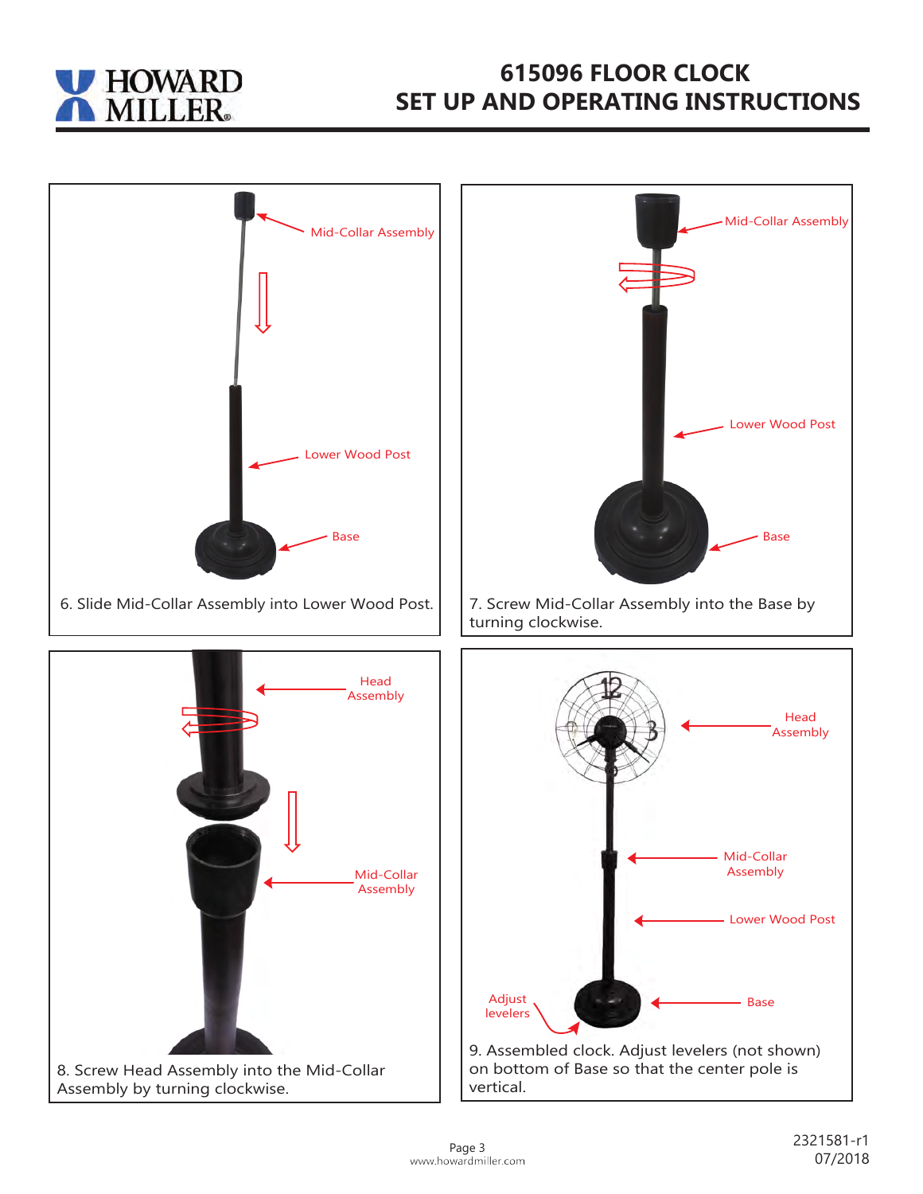# 615096 FLOOR CLOCK
# SET UP AND OPERATING INSTRUCTIONS

Mid-Collar Assembly

Lower Wood Post

Base

6. Slide Mid-Collar Assembly into Lower Wood Post.

Mid-Collar Assembly

Lower Wood Post

Base

7. Screw Mid-Collar Assembly into the Base by turning clockwise.

Head Assembly

Mid-Collar Assembly

8. Screw Head Assembly into the Mid-Collar Assembly by turning clockwise.

Head Assembly

Mid-Collar Assembly

Lower Wood Post

Adjust levelers

Base

9. Assembled clock. Adjust levelers (not shown) on bottom of Base so that the center pole is vertical.

www.howardmiller.com

2321581-r1
07/2018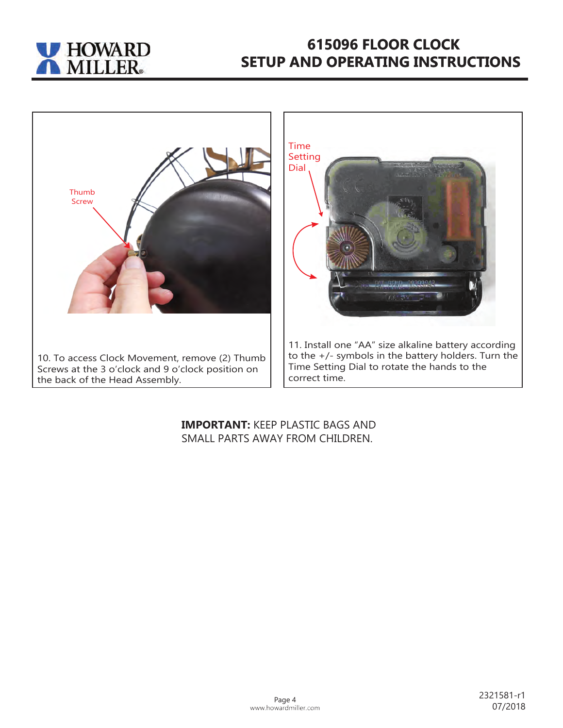Thumb Screw

10. To access Clock Movement, remove (2) Thumb Screws at the 3 o'clock and 9 o'clock position on the back of the Head Assembly.

Time Setting Dial

11. Install one "AA" size alkaline battery according to the +/- symbols in the battery holders. Turn the Time Setting Dial to rotate the hands to the correct time.

**IMPORTANT:** KEEP PLASTIC BAGS AND SMALL PARTS AWAY FROM CHILDREN.